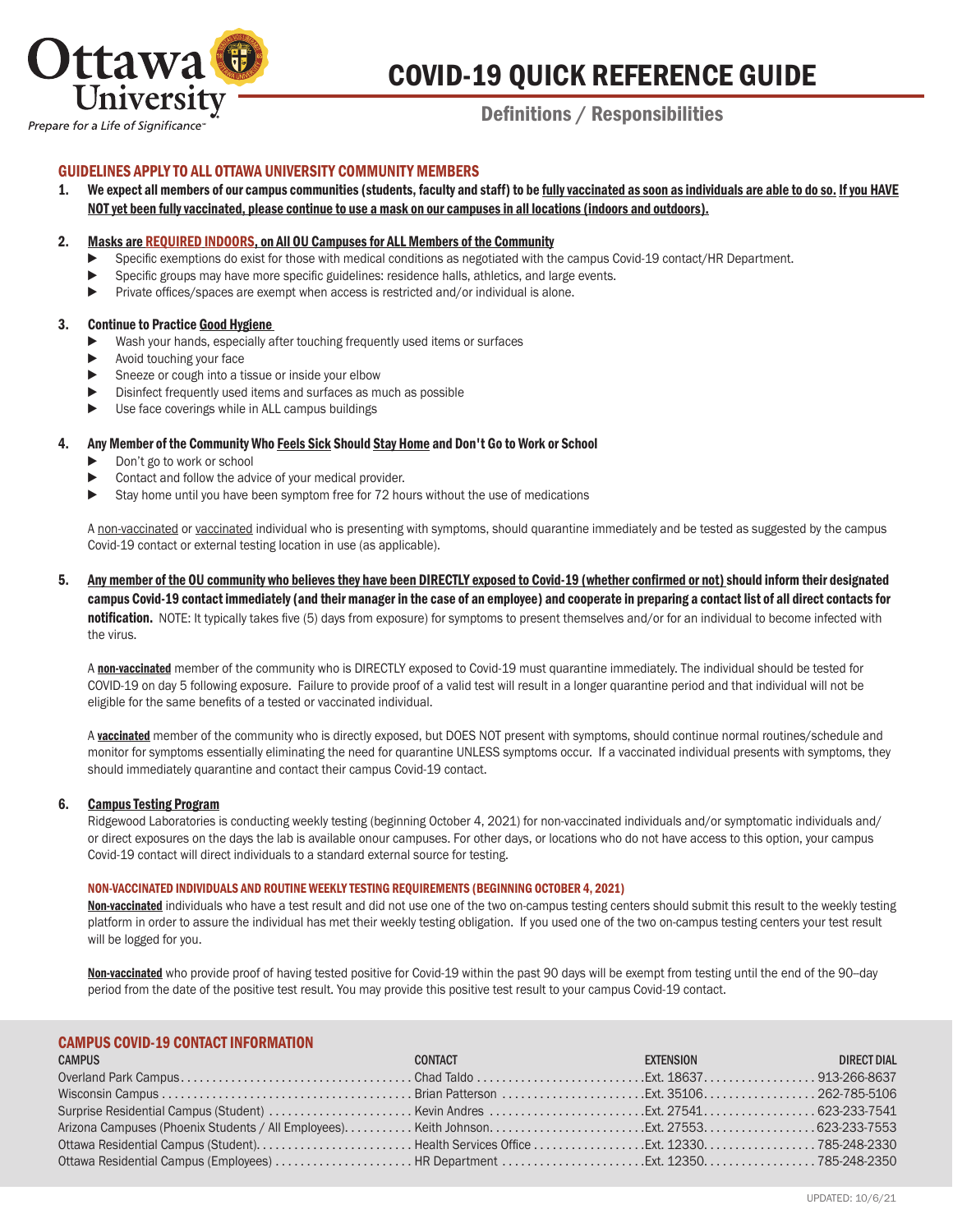Ottawa University

*Prepare for a Life of Significance™*

# COVID-19 QUICK REFERENCE GUIDE

## Definitions / Responsibilities

### GUIDELINES APPLY TO ALL OTTAWA UNIVERSITY COMMUNITY MEMBERS

1. **We expect all members of our campus communities (students, faculty and staff) to be <u>fully vaccinated as soon as individuals are able to do so.</u> <u>If you HAVE NOT yet been fully vaccinated, please continue to use a mask on our campuses in all locations (indoors and outdoors).</u>**

2. **<u>Masks are REQUIRED INDOORS, on All OU Campuses for ALL Members of the Community</u>**
   - Specific exemptions do exist for those with medical conditions as negotiated with the campus Covid-19 contact/HR Department.
   - Specific groups may have more specific guidelines: residence halls, athletics, and large events.
   - Private offices/spaces are exempt when access is restricted and/or individual is alone.

3. **Continue to Practice <u>Good Hygiene</u>**
   - Wash your hands, especially after touching frequently used items or surfaces
   - Avoid touching your face
   - Sneeze or cough into a tissue or inside your elbow
   - Disinfect frequently used items and surfaces as much as possible
   - Use face coverings while in ALL campus buildings

4. **Any Member of the Community Who <u>Feels Sick</u> Should <u>Stay Home</u> and Don't Go to Work or School**
   - Don't go to work or school
   - Contact and follow the advice of your medical provider.
   - Stay home until you have been symptom free for 72 hours without the use of medications

   A <u>non-vaccinated</u> or <u>vaccinated</u> individual who is presenting with symptoms, should quarantine immediately and be tested as suggested by the campus Covid-19 contact or external testing location in use (as applicable).

5. **<u>Any member of the OU community who believes they have been DIRECTLY exposed to Covid-19 (whether confirmed or not)</u> should inform their designated campus Covid-19 contact immediately (and their manager in the case of an employee) and cooperate in preparing a contact list of all direct contacts for notification.** NOTE: It typically takes five (5) days from exposure) for symptoms to present themselves and/or for an individual to become infected with the virus.

   A **<u>non-vaccinated</u>** member of the community who is DIRECTLY exposed to Covid-19 must quarantine immediately. The individual should be tested for COVID-19 on day 5 following exposure. Failure to provide proof of a valid test will result in a longer quarantine period and that individual will not be eligible for the same benefits of a tested or vaccinated individual.

   A **<u>vaccinated</u>** member of the community who is directly exposed, but DOES NOT present with symptoms, should continue normal routines/schedule and monitor for symptoms essentially eliminating the need for quarantine UNLESS symptoms occur. If a vaccinated individual presents with symptoms, they should immediately quarantine and contact their campus Covid-19 contact.

6. **<u>Campus Testing Program</u>**

   Ridgewood Laboratories is conducting weekly testing (beginning October 4, 2021) for non-vaccinated individuals and/or symptomatic individuals and/or direct exposures on the days the lab is available onour campuses. For other days, or locations who do not have access to this option, your campus Covid-19 contact will direct individuals to a standard external source for testing.

   #### NON-VACCINATED INDIVIDUALS AND ROUTINE WEEKLY TESTING REQUIREMENTS (BEGINNING OCTOBER 4, 2021)

   **<u>Non-vaccinated</u>** individuals who have a test result and did not use one of the two on-campus testing centers should submit this result to the weekly testing platform in order to assure the individual has met their weekly testing obligation. If you used one of the two on-campus testing centers your test result will be logged for you.

   **<u>Non-vaccinated</u>** who provide proof of having tested positive for Covid-19 within the past 90 days will be exempt from testing until the end of the 90–day period from the date of the positive test result. You may provide this positive test result to your campus Covid-19 contact.

### CAMPUS COVID-19 CONTACT INFORMATION

| CAMPUS | CONTACT | EXTENSION | DIRECT DIAL |
|---|---|---|---|
| Overland Park Campus | Chad Taldo | Ext. 18637 | 913-266-8637 |
| Wisconsin Campus | Brian Patterson | Ext. 35106 | 262-785-5106 |
| Surprise Residential Campus (Student) | Kevin Andres | Ext. 27541 | 623-233-7541 |
| Arizona Campuses (Phoenix Students / All Employees) | Keith Johnson | Ext. 27553 | 623-233-7553 |
| Ottawa Residential Campus (Student) | Health Services Office | Ext. 12330 | 785-248-2330 |
| Ottawa Residential Campus (Employees) | HR Department | Ext. 12350 | 785-248-2350 |

UPDATED: 10/6/21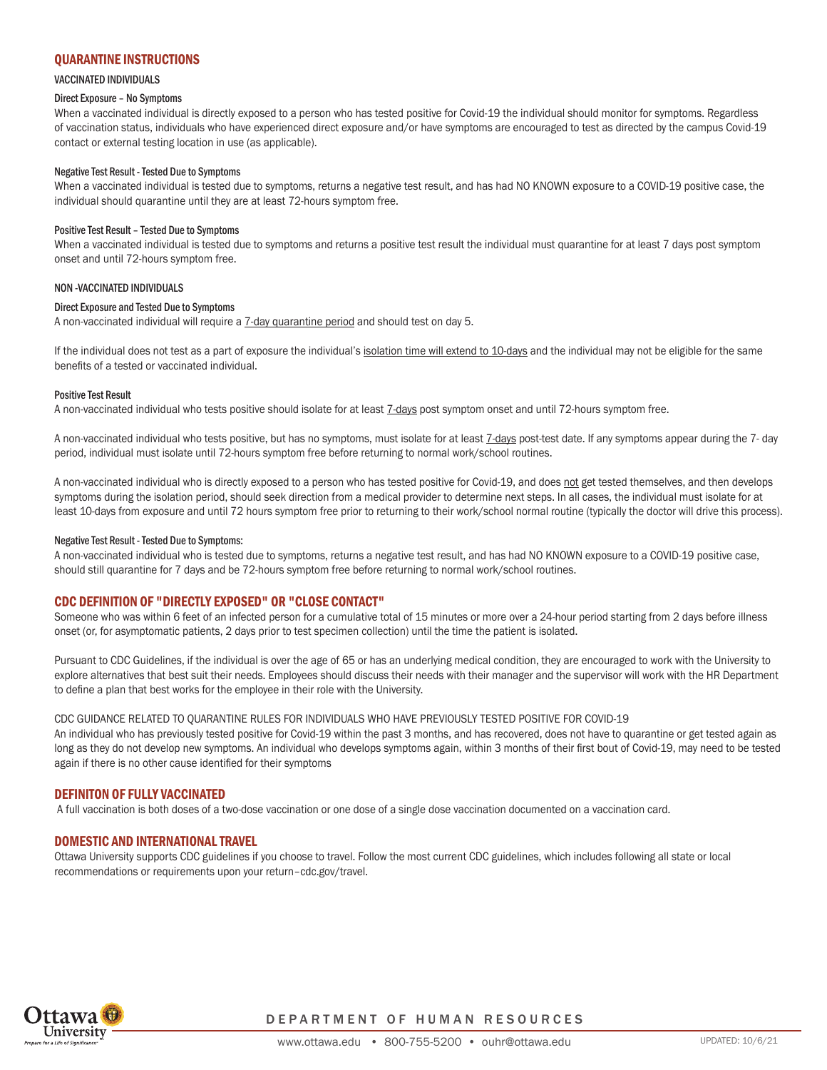## QUARANTINE INSTRUCTIONS

### VACCINATED INDIVIDUALS

#### Direct Exposure – No Symptoms

When a vaccinated individual is directly exposed to a person who has tested positive for Covid-19 the individual should monitor for symptoms. Regardless of vaccination status, individuals who have experienced direct exposure and/or have symptoms are encouraged to test as directed by the campus Covid-19 contact or external testing location in use (as applicable).

#### Negative Test Result - Tested Due to Symptoms

When a vaccinated individual is tested due to symptoms, returns a negative test result, and has had NO KNOWN exposure to a COVID-19 positive case, the individual should quarantine until they are at least 72-hours symptom free.

#### Positive Test Result – Tested Due to Symptoms

When a vaccinated individual is tested due to symptoms and returns a positive test result the individual must quarantine for at least 7 days post symptom onset and until 72-hours symptom free.

### NON -VACCINATED INDIVIDUALS

#### Direct Exposure and Tested Due to Symptoms

A non-vaccinated individual will require a 7-day quarantine period and should test on day 5.

If the individual does not test as a part of exposure the individual's isolation time will extend to 10-days and the individual may not be eligible for the same benefits of a tested or vaccinated individual.

#### Positive Test Result

A non-vaccinated individual who tests positive should isolate for at least 7-days post symptom onset and until 72-hours symptom free.

A non-vaccinated individual who tests positive, but has no symptoms, must isolate for at least 7-days post-test date. If any symptoms appear during the 7- day period, individual must isolate until 72-hours symptom free before returning to normal work/school routines.

A non-vaccinated individual who is directly exposed to a person who has tested positive for Covid-19, and does not get tested themselves, and then develops symptoms during the isolation period, should seek direction from a medical provider to determine next steps. In all cases, the individual must isolate for at least 10-days from exposure and until 72 hours symptom free prior to returning to their work/school normal routine (typically the doctor will drive this process).

#### Negative Test Result - Tested Due to Symptoms:

A non-vaccinated individual who is tested due to symptoms, returns a negative test result, and has had NO KNOWN exposure to a COVID-19 positive case, should still quarantine for 7 days and be 72-hours symptom free before returning to normal work/school routines.

## CDC DEFINITION OF "DIRECTLY EXPOSED" OR "CLOSE CONTACT"

Someone who was within 6 feet of an infected person for a cumulative total of 15 minutes or more over a 24-hour period starting from 2 days before illness onset (or, for asymptomatic patients, 2 days prior to test specimen collection) until the time the patient is isolated.

Pursuant to CDC Guidelines, if the individual is over the age of 65 or has an underlying medical condition, they are encouraged to work with the University to explore alternatives that best suit their needs. Employees should discuss their needs with their manager and the supervisor will work with the HR Department to define a plan that best works for the employee in their role with the University.

CDC GUIDANCE RELATED TO QUARANTINE RULES FOR INDIVIDUALS WHO HAVE PREVIOUSLY TESTED POSITIVE FOR COVID-19

An individual who has previously tested positive for Covid-19 within the past 3 months, and has recovered, does not have to quarantine or get tested again as long as they do not develop new symptoms. An individual who develops symptoms again, within 3 months of their first bout of Covid-19, may need to be tested again if there is no other cause identified for their symptoms

## DEFINITON OF FULLY VACCINATED

A full vaccination is both doses of a two-dose vaccination or one dose of a single dose vaccination documented on a vaccination card.

## DOMESTIC AND INTERNATIONAL TRAVEL

Ottawa University supports CDC guidelines if you choose to travel. Follow the most current CDC guidelines, which includes following all state or local recommendations or requirements upon your return–cdc.gov/travel.